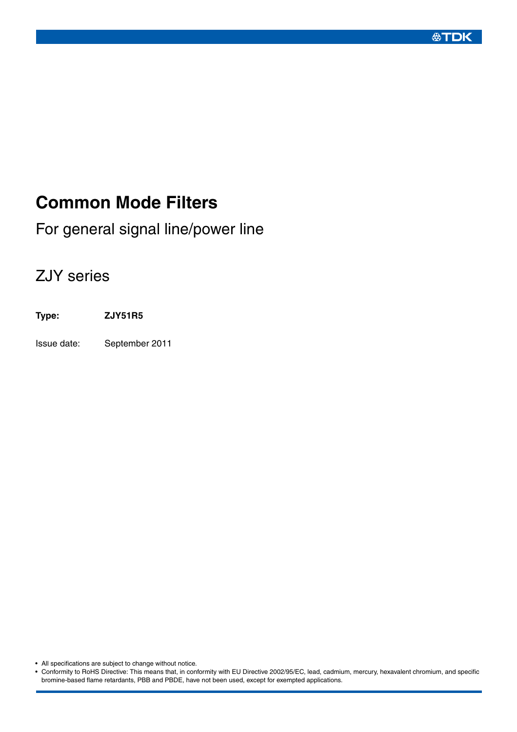# Common Mode Filters

For general signal line/power line

## ZJY series

**Type:** **ZJY51R5**

Issue date: September 2011

- All specifications are subject to change without notice.
- Conformity to RoHS Directive: This means that, in conformity with EU Directive 2002/95/EC, lead, cadmium, mercury, hexavalent chromium, and specific bromine-based flame retardants, PBB and PBDE, have not been used, except for exempted applications.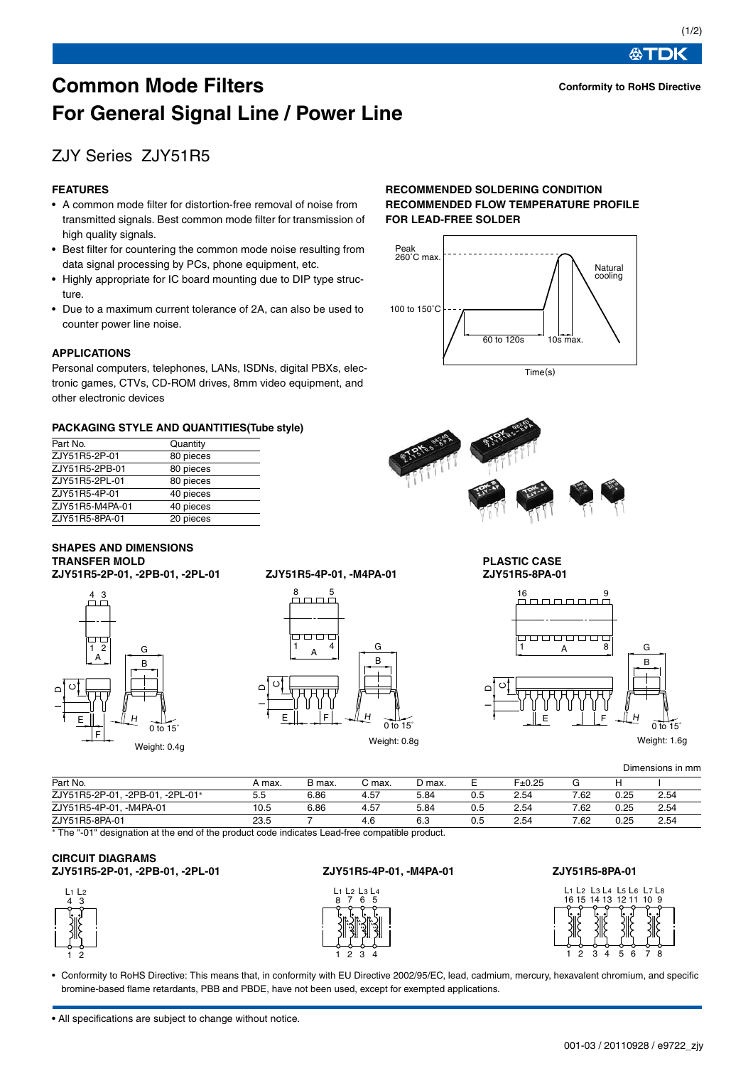# Common Mode Filters
# For General Signal Line / Power Line

**Conformity to RoHS Directive**

## ZJY Series ZJY51R5

### FEATURES

- A common mode filter for distortion-free removal of noise from transmitted signals. Best common mode filter for transmission of high quality signals.
- Best filter for countering the common mode noise resulting from data signal processing by PCs, phone equipment, etc.
- Highly appropriate for IC board mounting due to DIP type structure.
- Due to a maximum current tolerance of 2A, can also be used to counter power line noise.

### APPLICATIONS

Personal computers, telephones, LANs, ISDNs, digital PBXs, electronic games, CTVs, CD-ROM drives, 8mm video equipment, and other electronic devices

### RECOMMENDED SOLDERING CONDITION
### RECOMMENDED FLOW TEMPERATURE PROFILE FOR LEAD-FREE SOLDER

Peak 260˚C max.
100 to 150˚C
60 to 120s
10s max.
Natural cooling
Time(s)

### PACKAGING STYLE AND QUANTITIES(Tube style)

| Part No. | Quantity |
|---|---|
| ZJY51R5-2P-01 | 80 pieces |
| ZJY51R5-2PB-01 | 80 pieces |
| ZJY51R5-2PL-01 | 80 pieces |
| ZJY51R5-4P-01 | 40 pieces |
| ZJY51R5-M4PA-01 | 40 pieces |
| ZJY51R5-8PA-01 | 20 pieces |

### SHAPES AND DIMENSIONS

**TRANSFER MOLD**

**ZJY51R5-2P-01, -2PB-01, -2PL-01**

Weight: 0.4g

**ZJY51R5-4P-01, -M4PA-01**

Weight: 0.8g

**PLASTIC CASE**

**ZJY51R5-8PA-01**

Weight: 1.6g

Dimensions in mm

| Part No. | A max. | B max. | C max. | D max. | E | F±0.25 | G | H | I |
|---|---|---|---|---|---|---|---|---|---|
| ZJY51R5-2P-01, -2PB-01, -2PL-01* | 5.5 | 6.86 | 4.57 | 5.84 | 0.5 | 2.54 | 7.62 | 0.25 | 2.54 |
| ZJY51R5-4P-01, -M4PA-01 | 10.5 | 6.86 | 4.57 | 5.84 | 0.5 | 2.54 | 7.62 | 0.25 | 2.54 |
| ZJY51R5-8PA-01 | 23.5 | 7 | 4.6 | 6.3 | 0.5 | 2.54 | 7.62 | 0.25 | 2.54 |

* The "-01" designation at the end of the product code indicates Lead-free compatible product.

### CIRCUIT DIAGRAMS

**ZJY51R5-2P-01, -2PB-01, -2PL-01**

**ZJY51R5-4P-01, -M4PA-01**

**ZJY51R5-8PA-01**

- Conformity to RoHS Directive: This means that, in conformity with EU Directive 2002/95/EC, lead, cadmium, mercury, hexavalent chromium, and specific bromine-based flame retardants, PBB and PBDE, have not been used, except for exempted applications.

• All specifications are subject to change without notice.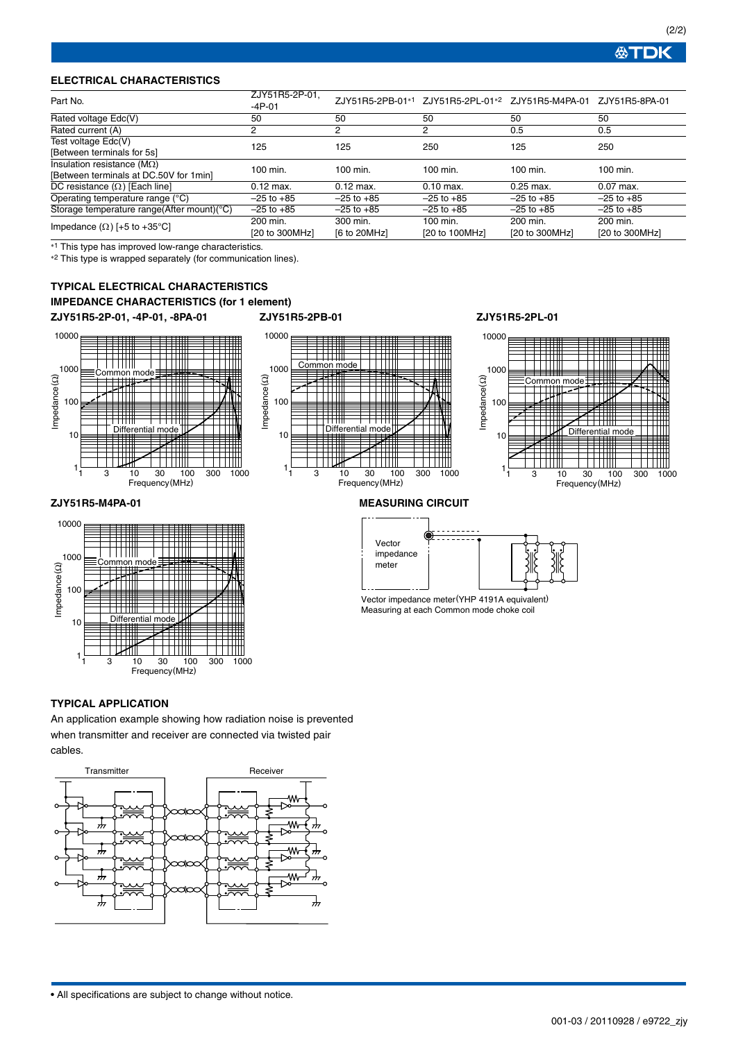## ELECTRICAL CHARACTERISTICS

| Part No. | ZJY51R5-2P-01, -4P-01 | ZJY51R5-2PB-01*1 | ZJY51R5-2PL-01*2 | ZJY51R5-M4PA-01 | ZJY51R5-8PA-01 |
|---|---|---|---|---|---|
| Rated voltage Edc(V) | 50 | 50 | 50 | 50 | 50 |
| Rated current (A) | 2 | 2 | 2 | 0.5 | 0.5 |
| Test voltage Edc(V) [Between terminals for 5s] | 125 | 125 | 250 | 125 | 250 |
| Insulation resistance (MΩ) [Between terminals at DC.50V for 1min] | 100 min. | 100 min. | 100 min. | 100 min. | 100 min. |
| DC resistance (Ω) [Each line] | 0.12 max. | 0.12 max. | 0.10 max. | 0.25 max. | 0.07 max. |
| Operating temperature range (°C) | –25 to +85 | –25 to +85 | –25 to +85 | –25 to +85 | –25 to +85 |
| Storage temperature range(After mount)(°C) | –25 to +85 | –25 to +85 | –25 to +85 | –25 to +85 | –25 to +85 |
| Impedance (Ω) [+5 to +35°C] | 200 min. [20 to 300MHz] | 300 min. [6 to 20MHz] | 100 min. [20 to 100MHz] | 200 min. [20 to 300MHz] | 200 min. [20 to 300MHz] |

*1 This type has improved low-range characteristics.
*2 This type is wrapped separately (for communication lines).

## TYPICAL ELECTRICAL CHARACTERISTICS

### IMPEDANCE CHARACTERISTICS (for 1 element)

**ZJY51R5-2P-01, -4P-01, -8PA-01**

Impedance(Ω)
10000
1000
100
10
1
Common mode
Differential mode
1 3 10 30 100 300 1000
Frequency(MHz)

**ZJY51R5-2PB-01**

Impedance(Ω)
10000
1000
100
10
1
Common mode
Differential mode
1 3 10 30 100 300 1000
Frequency(MHz)

**ZJY51R5-2PL-01**

Impedance(Ω)
10000
1000
100
10
1
Common mode
Differential mode
1 3 10 30 100 300 1000
Frequency(MHz)

**ZJY51R5-M4PA-01**

Impedance(Ω)
10000
1000
100
10
1
Common mode
Differential mode
1 3 10 30 100 300 1000
Frequency(MHz)

### MEASURING CIRCUIT

Vector impedance meter

Vector impedance meter(YHP 4191A equivalent)
Measuring at each Common mode choke coil

## TYPICAL APPLICATION

An application example showing how radiation noise is prevented when transmitter and receiver are connected via twisted pair cables.

Transmitter
Receiver

• All specifications are subject to change without notice.